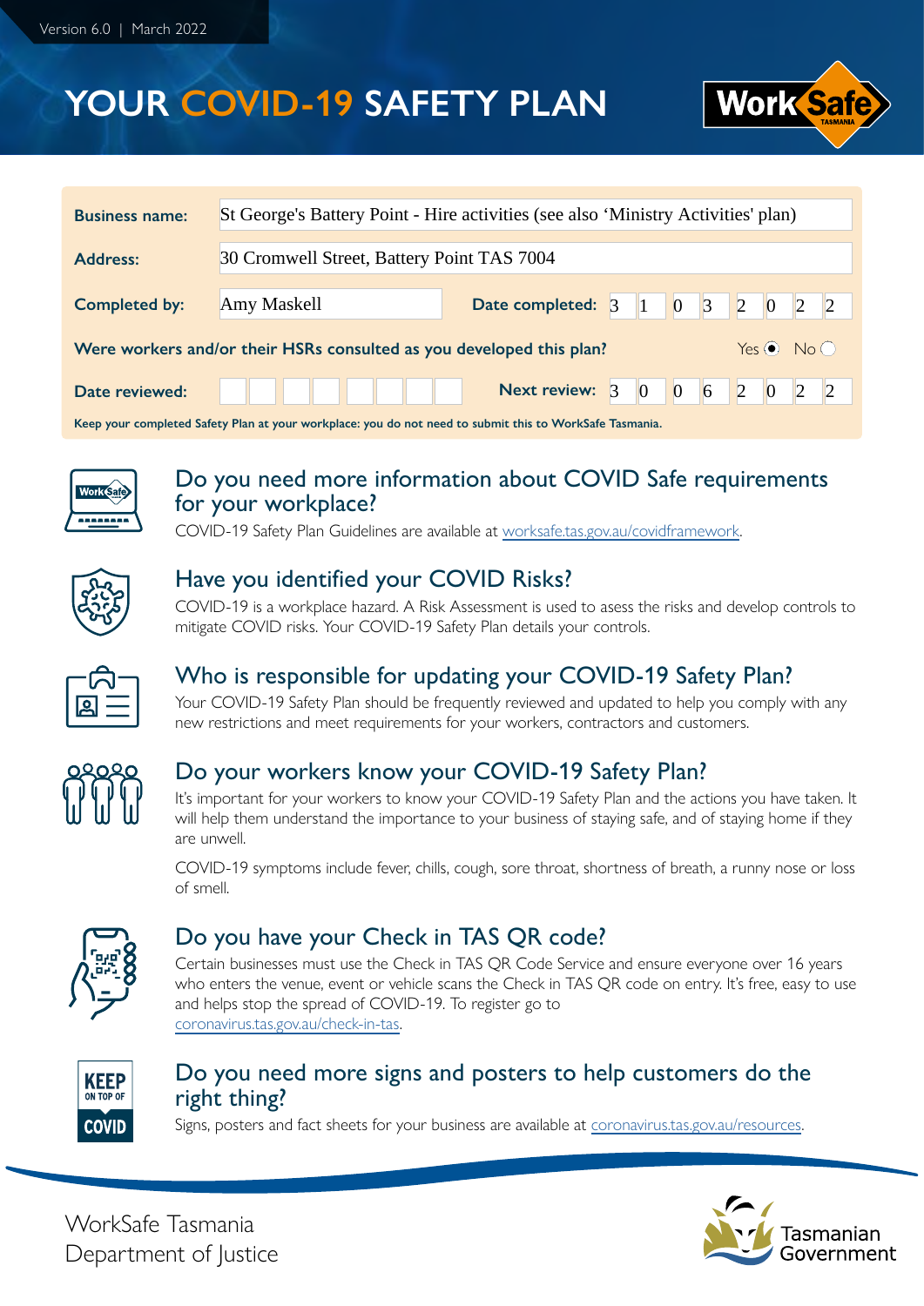Version 6.0 | March 2022

# YOUR COVID-19 SAFETY PLAN

| | |
|---|---|
| **Business name:** | St George's Battery Point - Hire activities (see also 'Ministry Activities' plan) |
| **Address:** | 30 Cromwell Street, Battery Point TAS 7004 |
| **Completed by:** | Amy Maskell |
| **Date completed:** | 31 03 2022 |
| **Were workers and/or their HSRs consulted as you developed this plan?** | Yes ◉ No ○ |
| **Date reviewed:** | |
| **Next review:** | 30 06 2022 |

**Keep your completed Safety Plan at your workplace: you do not need to submit this to WorkSafe Tasmania.**

## Do you need more information about COVID Safe requirements for your workplace?

COVID-19 Safety Plan Guidelines are available at worksafe.tas.gov.au/covidframework.

## Have you identified your COVID Risks?

COVID-19 is a workplace hazard. A Risk Assessment is used to asess the risks and develop controls to mitigate COVID risks. Your COVID-19 Safety Plan details your controls.

## Who is responsible for updating your COVID-19 Safety Plan?

Your COVID-19 Safety Plan should be frequently reviewed and updated to help you comply with any new restrictions and meet requirements for your workers, contractors and customers.

## Do your workers know your COVID-19 Safety Plan?

It's important for your workers to know your COVID-19 Safety Plan and the actions you have taken. It will help them understand the importance to your business of staying safe, and of staying home if they are unwell.

COVID-19 symptoms include fever, chills, cough, sore throat, shortness of breath, a runny nose or loss of smell.

## Do you have your Check in TAS QR code?

Certain businesses must use the Check in TAS QR Code Service and ensure everyone over 16 years who enters the venue, event or vehicle scans the Check in TAS QR code on entry. It's free, easy to use and helps stop the spread of COVID-19. To register go to coronavirus.tas.gov.au/check-in-tas.

## Do you need more signs and posters to help customers do the right thing?

Signs, posters and fact sheets for your business are available at coronavirus.tas.gov.au/resources.

WorkSafe Tasmania
Department of Justice

Tasmanian Government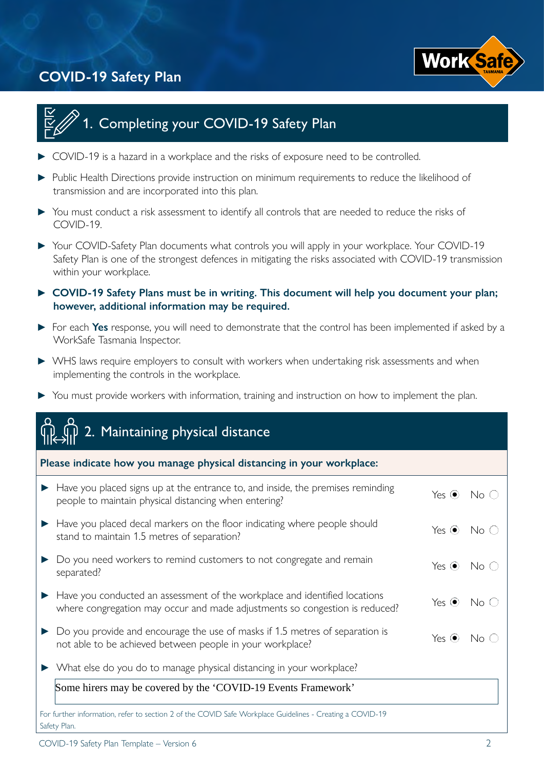# COVID-19 Safety Plan

## 1. Completing your COVID-19 Safety Plan

- COVID-19 is a hazard in a workplace and the risks of exposure need to be controlled.
- Public Health Directions provide instruction on minimum requirements to reduce the likelihood of transmission and are incorporated into this plan.
- You must conduct a risk assessment to identify all controls that are needed to reduce the risks of COVID-19.
- Your COVID-Safety Plan documents what controls you will apply in your workplace. Your COVID-19 Safety Plan is one of the strongest defences in mitigating the risks associated with COVID-19 transmission within your workplace.
- **COVID-19 Safety Plans must be in writing. This document will help you document your plan; however, additional information may be required.**
- For each **Yes** response, you will need to demonstrate that the control has been implemented if asked by a WorkSafe Tasmania Inspector.
- WHS laws require employers to consult with workers when undertaking risk assessments and when implementing the controls in the workplace.
- You must provide workers with information, training and instruction on how to implement the plan.

## 2. Maintaining physical distance

**Please indicate how you manage physical distancing in your workplace:**

| Question | Yes | No |
|---|---|---|
| Have you placed signs up at the entrance to, and inside, the premises reminding people to maintain physical distancing when entering? | ● | ○ |
| Have you placed decal markers on the floor indicating where people should stand to maintain 1.5 metres of separation? | ● | ○ |
| Do you need workers to remind customers to not congregate and remain separated? | ● | ○ |
| Have you conducted an assessment of the workplace and identified locations where congregation may occur and made adjustments so congestion is reduced? | ● | ○ |
| Do you provide and encourage the use of masks if 1.5 metres of separation is not able to be achieved between people in your workplace? | ● | ○ |

- What else do you do to manage physical distancing in your workplace?

Some hirers may be covered by the 'COVID-19 Events Framework'

For further information, refer to section 2 of the COVID Safe Workplace Guidelines - Creating a COVID-19 Safety Plan.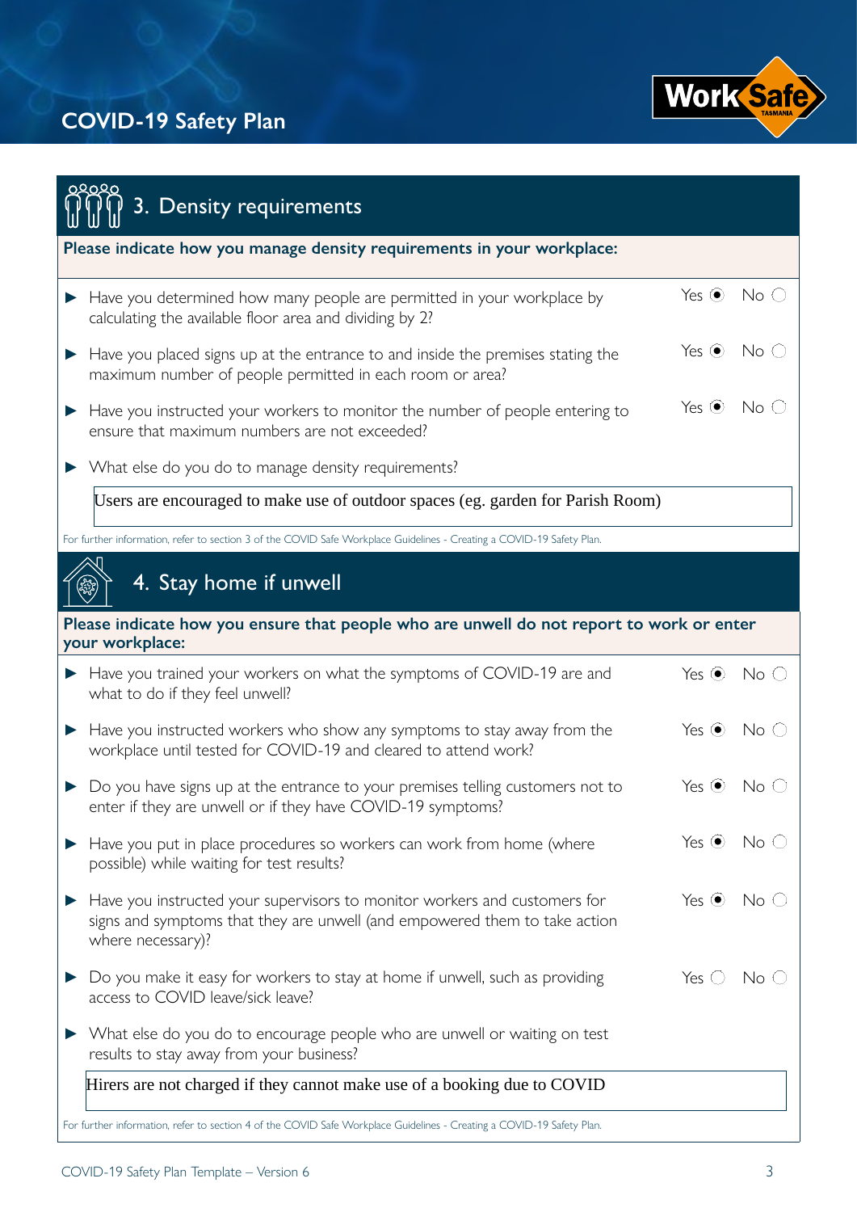## 3. Density requirements

**Please indicate how you manage density requirements in your workplace:**

- Have you determined how many people are permitted in your workplace by calculating the available floor area and dividing by 2? Yes ◉ No ○
- Have you placed signs up at the entrance to and inside the premises stating the maximum number of people permitted in each room or area? Yes ◉ No ○
- Have you instructed your workers to monitor the number of people entering to ensure that maximum numbers are not exceeded? Yes ◉ No ○
- What else do you do to manage density requirements?

Users are encouraged to make use of outdoor spaces (eg. garden for Parish Room)

For further information, refer to section 3 of the COVID Safe Workplace Guidelines - Creating a COVID-19 Safety Plan.

## 4. Stay home if unwell

**Please indicate how you ensure that people who are unwell do not report to work or enter your workplace:**

- Have you trained your workers on what the symptoms of COVID-19 are and what to do if they feel unwell? Yes ◉ No ○
- Have you instructed workers who show any symptoms to stay away from the workplace until tested for COVID-19 and cleared to attend work? Yes ◉ No ○
- Do you have signs up at the entrance to your premises telling customers not to enter if they are unwell or if they have COVID-19 symptoms? Yes ◉ No ○
- Have you put in place procedures so workers can work from home (where possible) while waiting for test results? Yes ◉ No ○
- Have you instructed your supervisors to monitor workers and customers for signs and symptoms that they are unwell (and empowered them to take action where necessary)? Yes ◉ No ○
- Do you make it easy for workers to stay at home if unwell, such as providing access to COVID leave/sick leave? Yes ○ No ○
- What else do you do to encourage people who are unwell or waiting on test results to stay away from your business?

Hirers are not charged if they cannot make use of a booking due to COVID

For further information, refer to section 4 of the COVID Safe Workplace Guidelines - Creating a COVID-19 Safety Plan.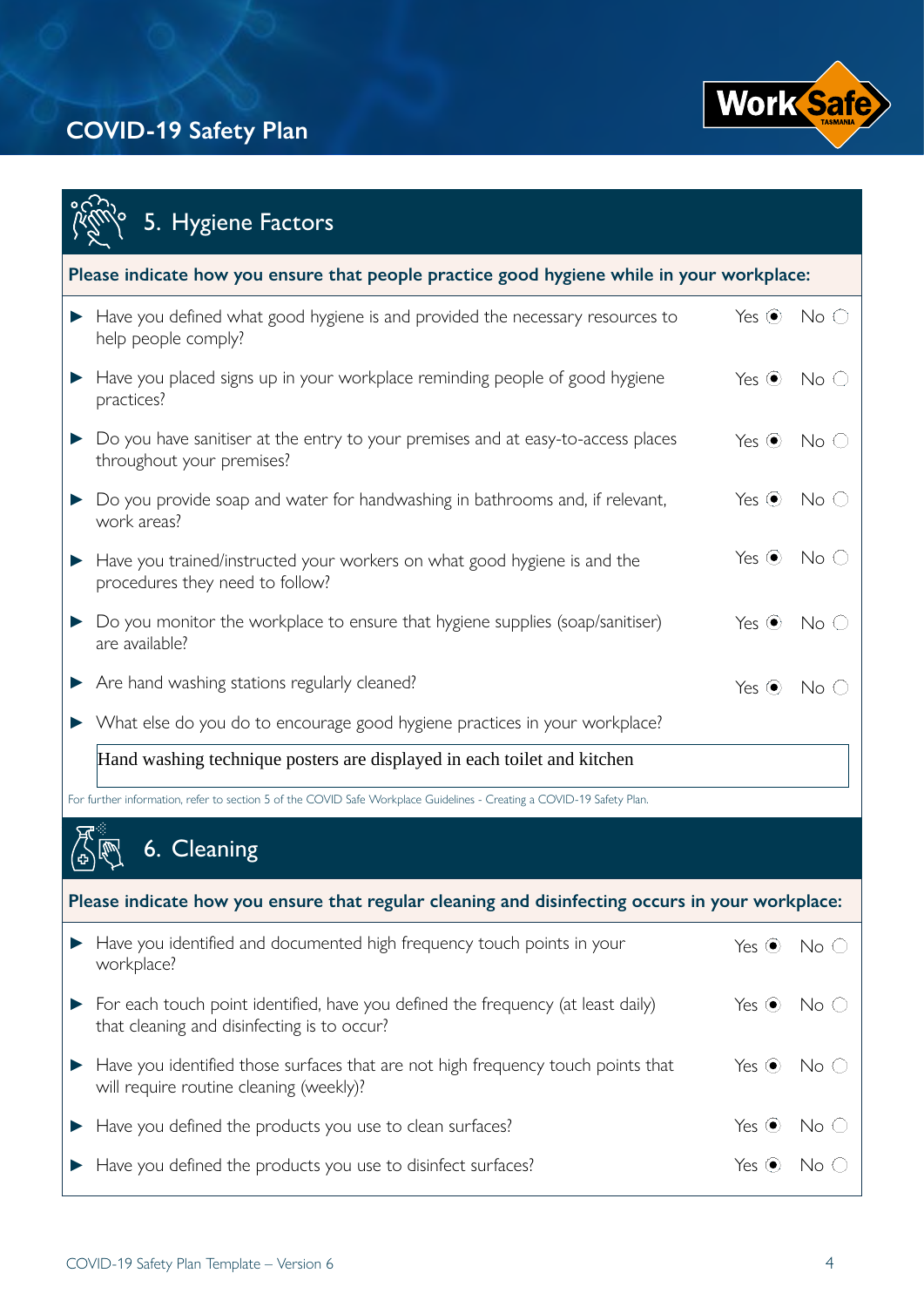## 5. Hygiene Factors

**Please indicate how you ensure that people practice good hygiene while in your workplace:**

- Have you defined what good hygiene is and provided the necessary resources to help people comply? Yes ◉ No ○
- Have you placed signs up in your workplace reminding people of good hygiene practices? Yes ◉ No ○
- Do you have sanitiser at the entry to your premises and at easy-to-access places throughout your premises? Yes ◉ No ○
- Do you provide soap and water for handwashing in bathrooms and, if relevant, work areas? Yes ◉ No ○
- Have you trained/instructed your workers on what good hygiene is and the procedures they need to follow? Yes ◉ No ○
- Do you monitor the workplace to ensure that hygiene supplies (soap/sanitiser) are available? Yes ◉ No ○
- Are hand washing stations regularly cleaned? Yes ◉ No ○
- What else do you do to encourage good hygiene practices in your workplace?

  Hand washing technique posters are displayed in each toilet and kitchen

For further information, refer to section 5 of the COVID Safe Workplace Guidelines - Creating a COVID-19 Safety Plan.

## 6. Cleaning

**Please indicate how you ensure that regular cleaning and disinfecting occurs in your workplace:**

- Have you identified and documented high frequency touch points in your workplace? Yes ◉ No ○
- For each touch point identified, have you defined the frequency (at least daily) that cleaning and disinfecting is to occur? Yes ◉ No ○
- Have you identified those surfaces that are not high frequency touch points that will require routine cleaning (weekly)? Yes ◉ No ○
- Have you defined the products you use to clean surfaces? Yes ◉ No ○
- Have you defined the products you use to disinfect surfaces? Yes ◉ No ○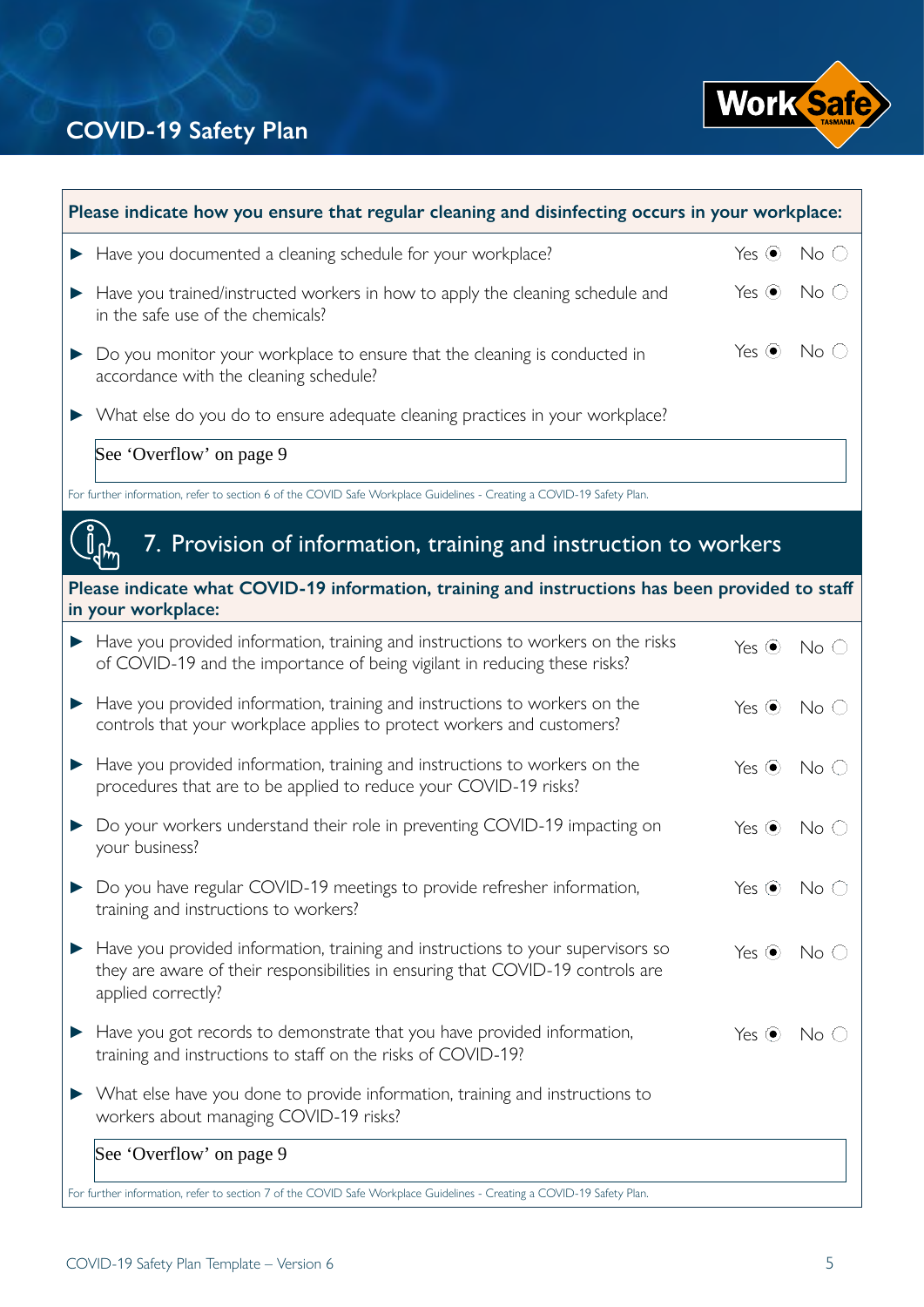**Please indicate how you ensure that regular cleaning and disinfecting occurs in your workplace:**

| Question | Yes | No |
|---|---|---|
| Have you documented a cleaning schedule for your workplace? | ◉ | ○ |
| Have you trained/instructed workers in how to apply the cleaning schedule and in the safe use of the chemicals? | ◉ | ○ |
| Do you monitor your workplace to ensure that the cleaning is conducted in accordance with the cleaning schedule? | ◉ | ○ |

- What else do you do to ensure adequate cleaning practices in your workplace?

See 'Overflow' on page 9

For further information, refer to section 6 of the COVID Safe Workplace Guidelines - Creating a COVID-19 Safety Plan.

## 7. Provision of information, training and instruction to workers

**Please indicate what COVID-19 information, training and instructions has been provided to staff in your workplace:**

| Question | Yes | No |
|---|---|---|
| Have you provided information, training and instructions to workers on the risks of COVID-19 and the importance of being vigilant in reducing these risks? | ◉ | ○ |
| Have you provided information, training and instructions to workers on the controls that your workplace applies to protect workers and customers? | ◉ | ○ |
| Have you provided information, training and instructions to workers on the procedures that are to be applied to reduce your COVID-19 risks? | ◉ | ○ |
| Do your workers understand their role in preventing COVID-19 impacting on your business? | ◉ | ○ |
| Do you have regular COVID-19 meetings to provide refresher information, training and instructions to workers? | ◉ | ○ |
| Have you provided information, training and instructions to your supervisors so they are aware of their responsibilities in ensuring that COVID-19 controls are applied correctly? | ◉ | ○ |
| Have you got records to demonstrate that you have provided information, training and instructions to staff on the risks of COVID-19? | ◉ | ○ |

- What else have you done to provide information, training and instructions to workers about managing COVID-19 risks?

See 'Overflow' on page 9

For further information, refer to section 7 of the COVID Safe Workplace Guidelines - Creating a COVID-19 Safety Plan.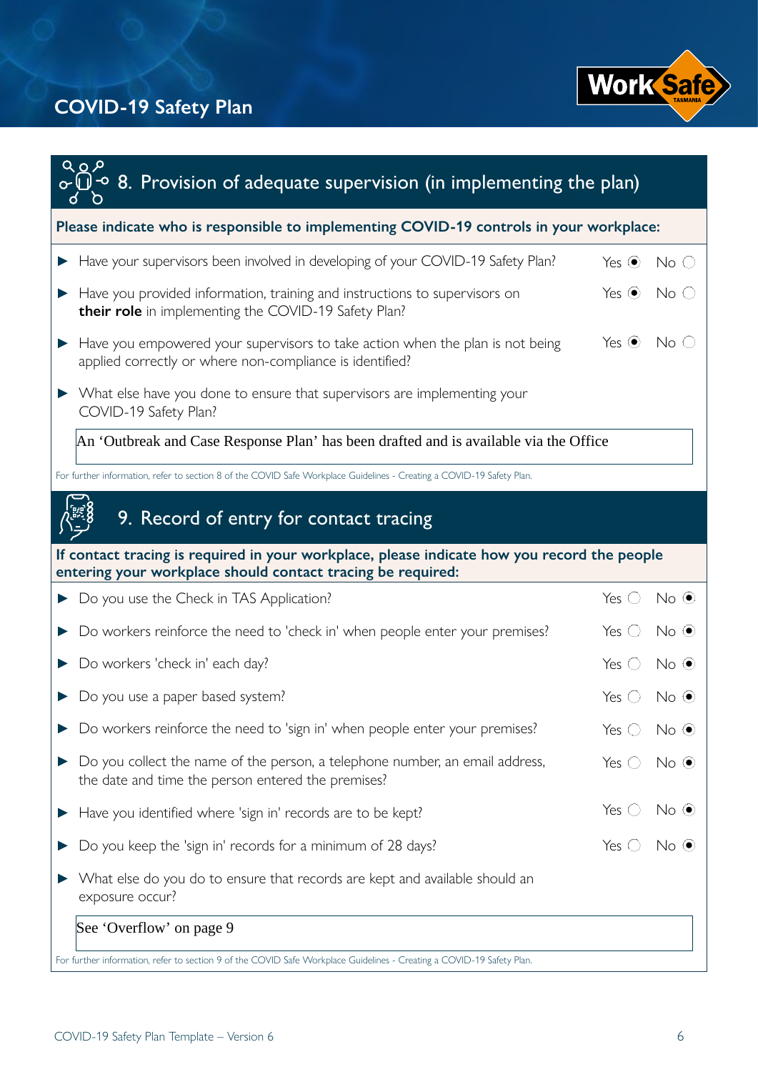## 8. Provision of adequate supervision (in implementing the plan)

**Please indicate who is responsible to implementing COVID-19 controls in your workplace:**

| Question | Yes | No |
|---|---|---|
| ► Have your supervisors been involved in developing of your COVID-19 Safety Plan? | ◉ | ○ |
| ► Have you provided information, training and instructions to supervisors on **their role** in implementing the COVID-19 Safety Plan? | ◉ | ○ |
| ► Have you empowered your supervisors to take action when the plan is not being applied correctly or where non-compliance is identified? | ◉ | ○ |

► What else have you done to ensure that supervisors are implementing your COVID-19 Safety Plan?

An 'Outbreak and Case Response Plan' has been drafted and is available via the Office

For further information, refer to section 8 of the COVID Safe Workplace Guidelines - Creating a COVID-19 Safety Plan.

## 9. Record of entry for contact tracing

**If contact tracing is required in your workplace, please indicate how you record the people entering your workplace should contact tracing be required:**

| Question | Yes | No |
|---|---|---|
| ► Do you use the Check in TAS Application? | ○ | ◉ |
| ► Do workers reinforce the need to 'check in' when people enter your premises? | ○ | ◉ |
| ► Do workers 'check in' each day? | ○ | ◉ |
| ► Do you use a paper based system? | ○ | ◉ |
| ► Do workers reinforce the need to 'sign in' when people enter your premises? | ○ | ◉ |
| ► Do you collect the name of the person, a telephone number, an email address, the date and time the person entered the premises? | ○ | ◉ |
| ► Have you identified where 'sign in' records are to be kept? | ○ | ◉ |
| ► Do you keep the 'sign in' records for a minimum of 28 days? | ○ | ◉ |

► What else do you do to ensure that records are kept and available should an exposure occur?

See 'Overflow' on page 9

For further information, refer to section 9 of the COVID Safe Workplace Guidelines - Creating a COVID-19 Safety Plan.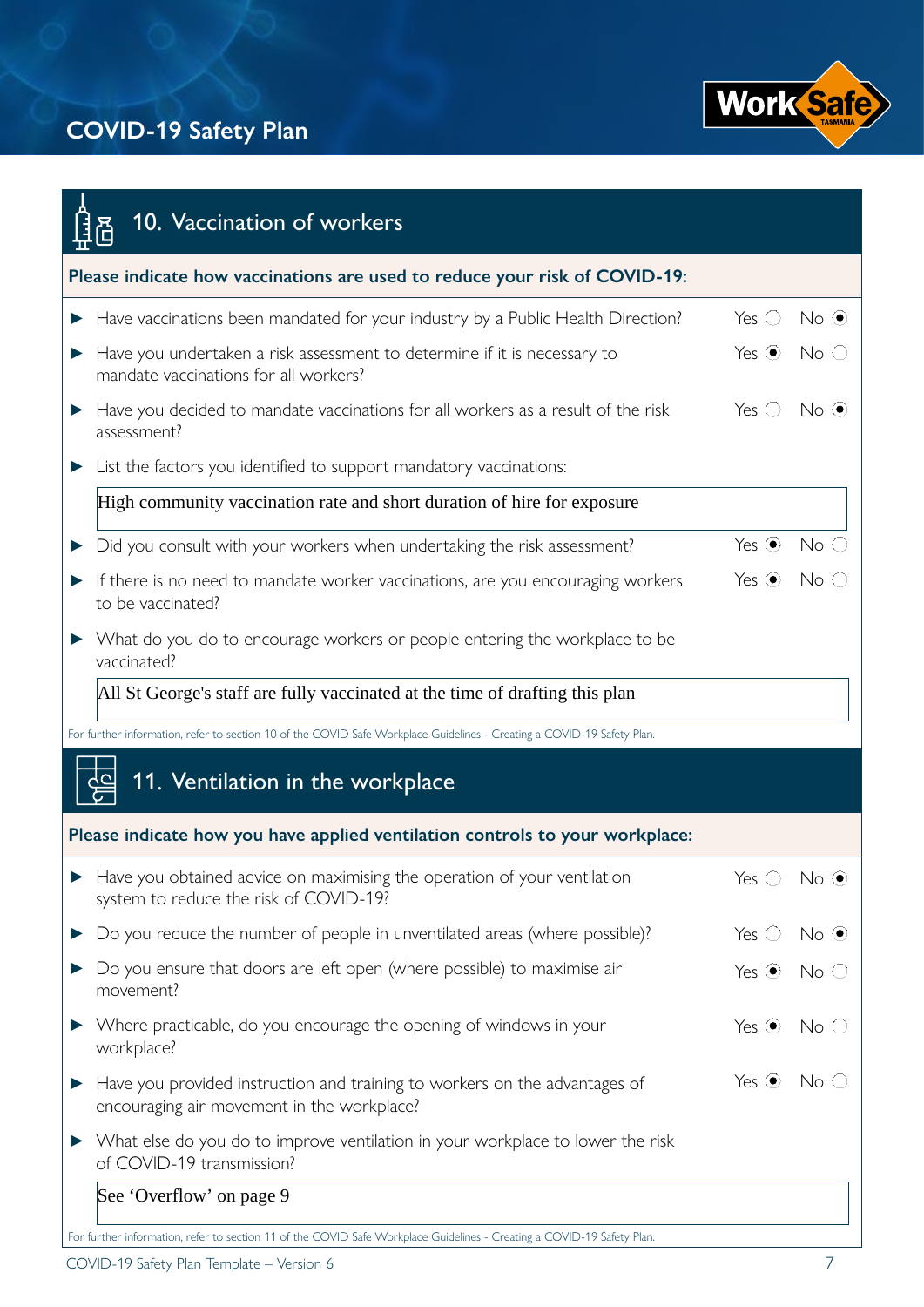## 10. Vaccination of workers

**Please indicate how vaccinations are used to reduce your risk of COVID-19:**

| Question | Yes | No |
|---|---|---|
| Have vaccinations been mandated for your industry by a Public Health Direction? | ○ | ● |
| Have you undertaken a risk assessment to determine if it is necessary to mandate vaccinations for all workers? | ● | ○ |
| Have you decided to mandate vaccinations for all workers as a result of the risk assessment? | ○ | ● |

- List the factors you identified to support mandatory vaccinations:

> High community vaccination rate and short duration of hire for exposure

| Question | Yes | No |
|---|---|---|
| Did you consult with your workers when undertaking the risk assessment? | ● | ○ |
| If there is no need to mandate worker vaccinations, are you encouraging workers to be vaccinated? | ● | ○ |

- What do you do to encourage workers or people entering the workplace to be vaccinated?

> All St George's staff are fully vaccinated at the time of drafting this plan

For further information, refer to section 10 of the COVID Safe Workplace Guidelines - Creating a COVID-19 Safety Plan.

## 11. Ventilation in the workplace

**Please indicate how you have applied ventilation controls to your workplace:**

| Question | Yes | No |
|---|---|---|
| Have you obtained advice on maximising the operation of your ventilation system to reduce the risk of COVID-19? | ○ | ● |
| Do you reduce the number of people in unventilated areas (where possible)? | ○ | ● |
| Do you ensure that doors are left open (where possible) to maximise air movement? | ● | ○ |
| Where practicable, do you encourage the opening of windows in your workplace? | ● | ○ |
| Have you provided instruction and training to workers on the advantages of encouraging air movement in the workplace? | ● | ○ |

- What else do you do to improve ventilation in your workplace to lower the risk of COVID-19 transmission?

> See 'Overflow' on page 9

For further information, refer to section 11 of the COVID Safe Workplace Guidelines - Creating a COVID-19 Safety Plan.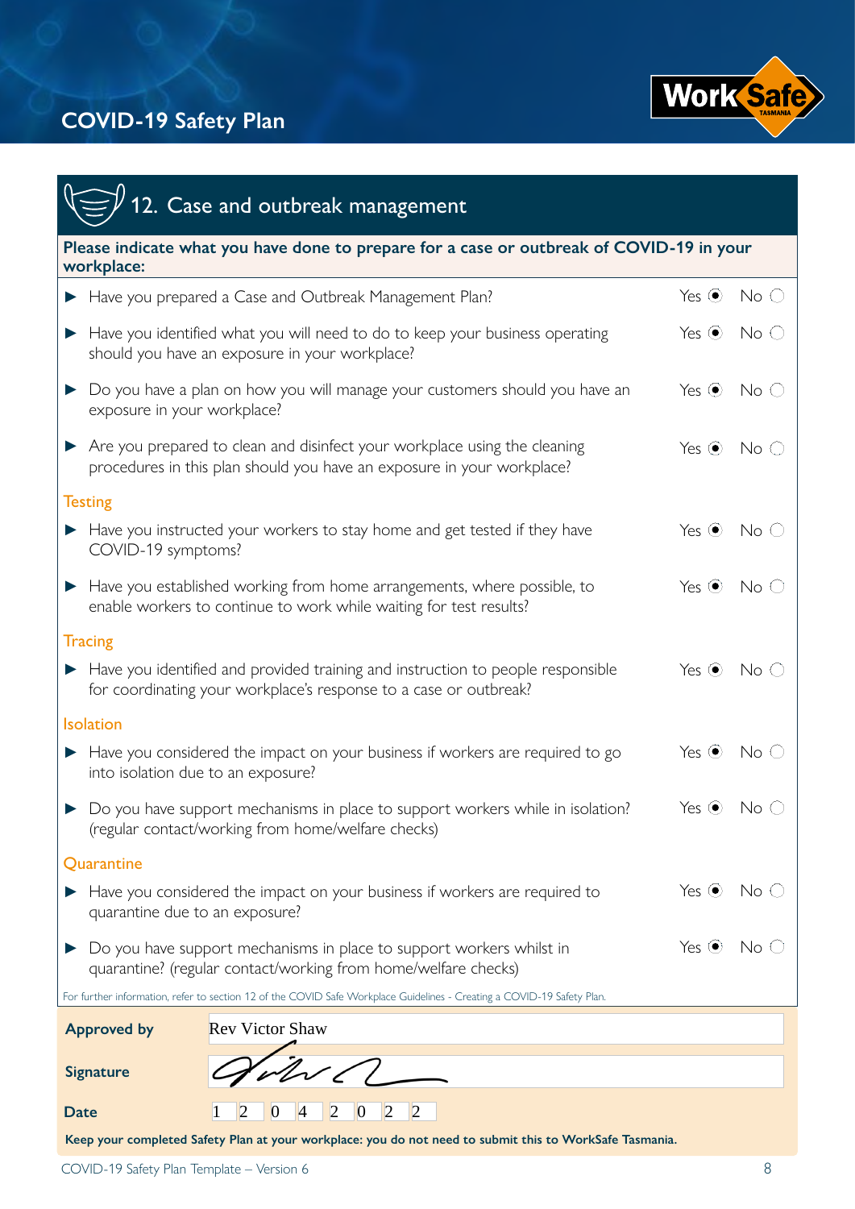## 12. Case and outbreak management

**Please indicate what you have done to prepare for a case or outbreak of COVID-19 in your workplace:**

| Question | Yes | No |
|---|---|---|
| ▶ Have you prepared a Case and Outbreak Management Plan? | ◉ | ◯ |
| ▶ Have you identified what you will need to do to keep your business operating should you have an exposure in your workplace? | ◉ | ◯ |
| ▶ Do you have a plan on how you will manage your customers should you have an exposure in your workplace? | ◉ | ◯ |
| ▶ Are you prepared to clean and disinfect your workplace using the cleaning procedures in this plan should you have an exposure in your workplace? | ◉ | ◯ |
| **Testing** | | |
| ▶ Have you instructed your workers to stay home and get tested if they have COVID-19 symptoms? | ◉ | ◯ |
| ▶ Have you established working from home arrangements, where possible, to enable workers to continue to work while waiting for test results? | ◉ | ◯ |
| **Tracing** | | |
| ▶ Have you identified and provided training and instruction to people responsible for coordinating your workplace's response to a case or outbreak? | ◉ | ◯ |
| **Isolation** | | |
| ▶ Have you considered the impact on your business if workers are required to go into isolation due to an exposure? | ◉ | ◯ |
| ▶ Do you have support mechanisms in place to support workers while in isolation? (regular contact/working from home/welfare checks) | ◉ | ◯ |
| **Quarantine** | | |
| ▶ Have you considered the impact on your business if workers are required to quarantine due to an exposure? | ◉ | ◯ |
| ▶ Do you have support mechanisms in place to support workers whilst in quarantine? (regular contact/working from home/welfare checks) | ◉ | ◯ |

For further information, refer to section 12 of the COVID Safe Workplace Guidelines - Creating a COVID-19 Safety Plan.

**Approved by** Rev Victor Shaw

**Signature** [signature]

**Date** 12/04/2022

**Keep your completed Safety Plan at your workplace: you do not need to submit this to WorkSafe Tasmania.**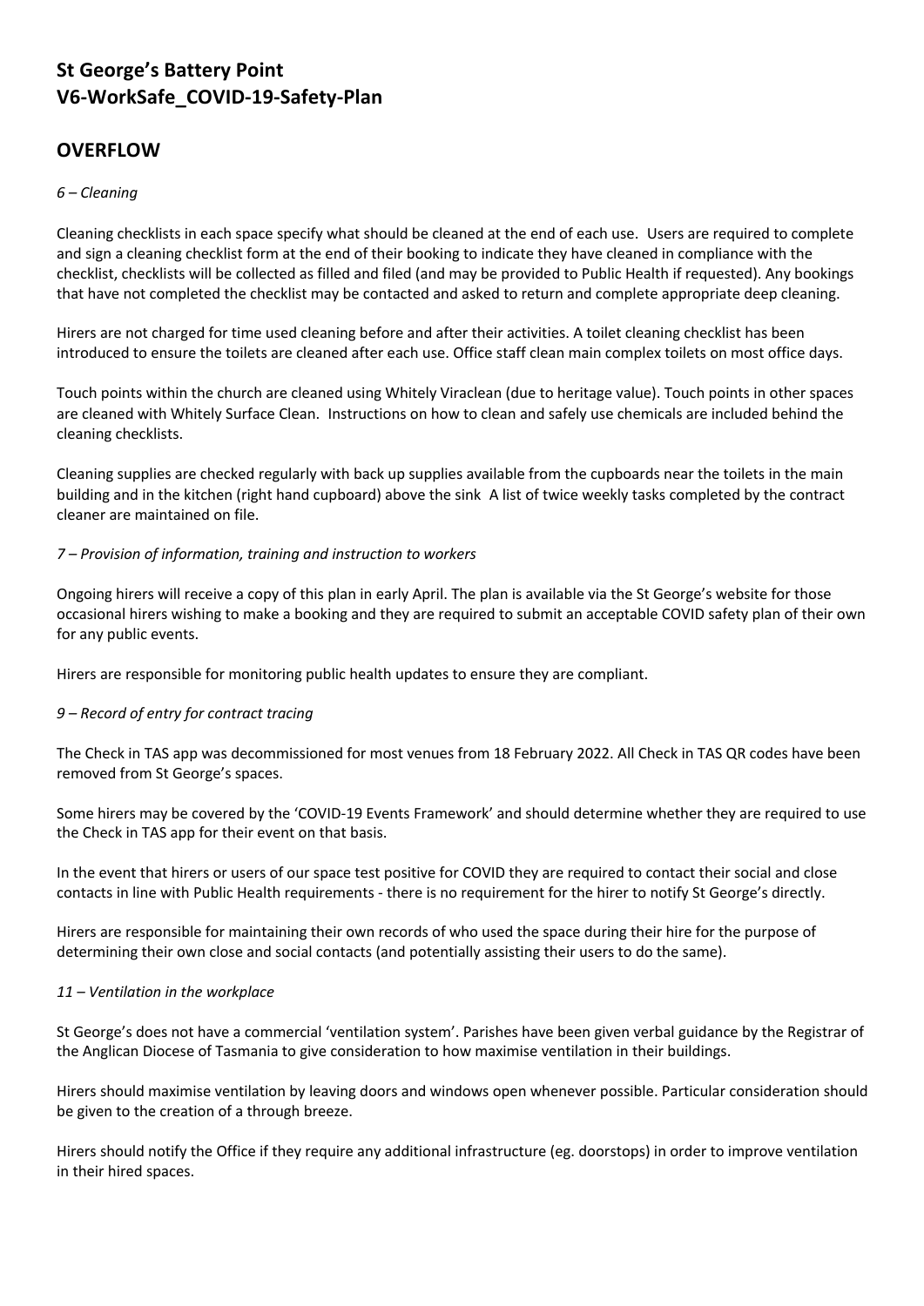# St George's Battery Point
# V6-WorkSafe_COVID-19-Safety-Plan

## OVERFLOW

*6 – Cleaning*

Cleaning checklists in each space specify what should be cleaned at the end of each use. Users are required to complete and sign a cleaning checklist form at the end of their booking to indicate they have cleaned in compliance with the checklist, checklists will be collected as filled and filed (and may be provided to Public Health if requested). Any bookings that have not completed the checklist may be contacted and asked to return and complete appropriate deep cleaning.

Hirers are not charged for time used cleaning before and after their activities. A toilet cleaning checklist has been introduced to ensure the toilets are cleaned after each use. Office staff clean main complex toilets on most office days.

Touch points within the church are cleaned using Whitely Viraclean (due to heritage value). Touch points in other spaces are cleaned with Whitely Surface Clean. Instructions on how to clean and safely use chemicals are included behind the cleaning checklists.

Cleaning supplies are checked regularly with back up supplies available from the cupboards near the toilets in the main building and in the kitchen (right hand cupboard) above the sink A list of twice weekly tasks completed by the contract cleaner are maintained on file.

*7 – Provision of information, training and instruction to workers*

Ongoing hirers will receive a copy of this plan in early April. The plan is available via the St George's website for those occasional hirers wishing to make a booking and they are required to submit an acceptable COVID safety plan of their own for any public events.

Hirers are responsible for monitoring public health updates to ensure they are compliant.

*9 – Record of entry for contract tracing*

The Check in TAS app was decommissioned for most venues from 18 February 2022. All Check in TAS QR codes have been removed from St George's spaces.

Some hirers may be covered by the 'COVID-19 Events Framework' and should determine whether they are required to use the Check in TAS app for their event on that basis.

In the event that hirers or users of our space test positive for COVID they are required to contact their social and close contacts in line with Public Health requirements - there is no requirement for the hirer to notify St George's directly.

Hirers are responsible for maintaining their own records of who used the space during their hire for the purpose of determining their own close and social contacts (and potentially assisting their users to do the same).

*11 – Ventilation in the workplace*

St George's does not have a commercial 'ventilation system'. Parishes have been given verbal guidance by the Registrar of the Anglican Diocese of Tasmania to give consideration to how maximise ventilation in their buildings.

Hirers should maximise ventilation by leaving doors and windows open whenever possible. Particular consideration should be given to the creation of a through breeze.

Hirers should notify the Office if they require any additional infrastructure (eg. doorstops) in order to improve ventilation in their hired spaces.